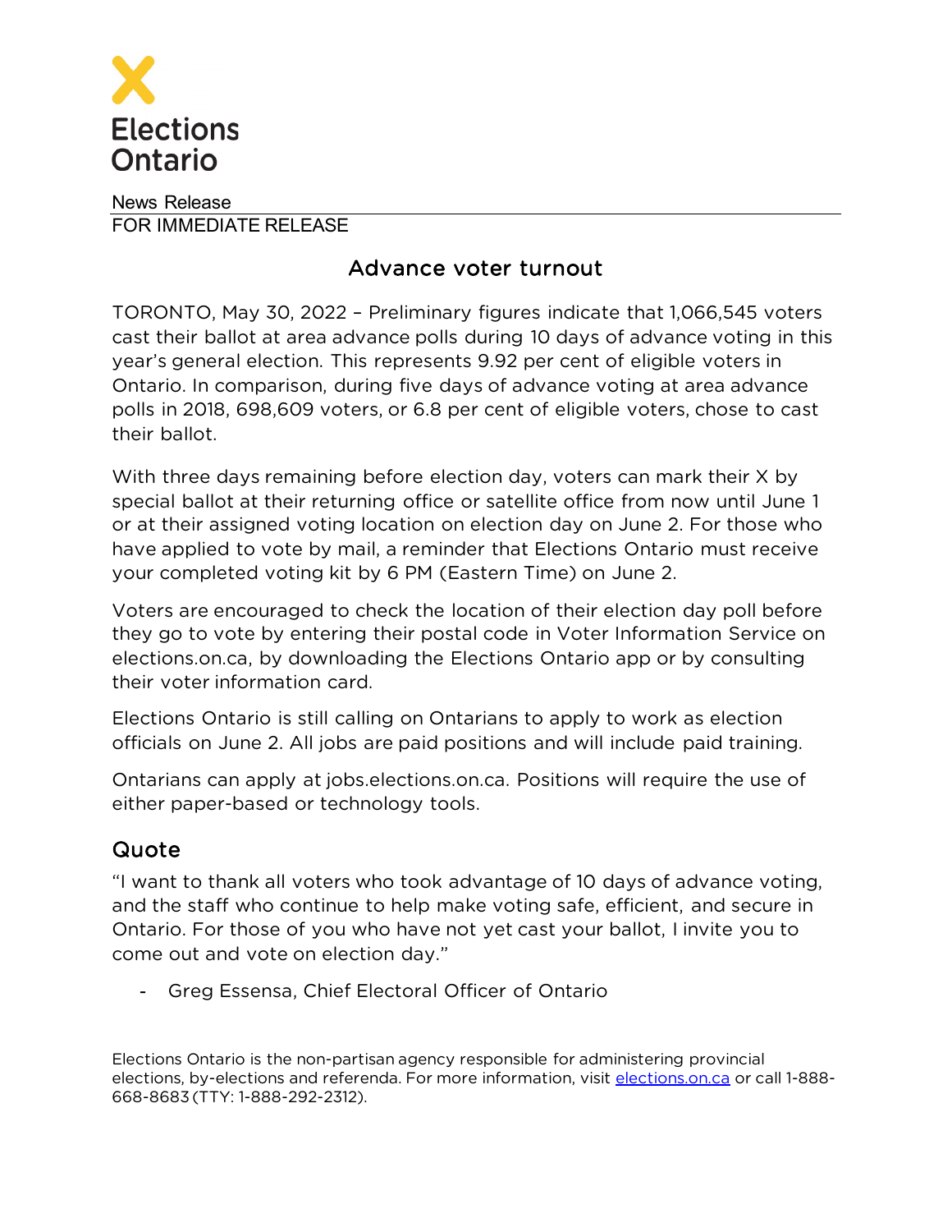Elections Ontario

News Release

FOR IMMEDIATE RELEASE

# Advance voter turnout

TORONTO, May 30, 2022 – Preliminary figures indicate that 1,066,545 voters cast their ballot at area advance polls during 10 days of advance voting in this year's general election. This represents 9.92 per cent of eligible voters in Ontario. In comparison, during five days of advance voting at area advance polls in 2018, 698,609 voters, or 6.8 per cent of eligible voters, chose to cast their ballot.

With three days remaining before election day, voters can mark their X by special ballot at their returning office or satellite office from now until June 1 or at their assigned voting location on election day on June 2. For those who have applied to vote by mail, a reminder that Elections Ontario must receive your completed voting kit by 6 PM (Eastern Time) on June 2.

Voters are encouraged to check the location of their election day poll before they go to vote by entering their postal code in Voter Information Service on elections.on.ca, by downloading the Elections Ontario app or by consulting their voter information card.

Elections Ontario is still calling on Ontarians to apply to work as election officials on June 2. All jobs are paid positions and will include paid training.

Ontarians can apply at jobs.elections.on.ca. Positions will require the use of either paper-based or technology tools.

## Quote

"I want to thank all voters who took advantage of 10 days of advance voting, and the staff who continue to help make voting safe, efficient, and secure in Ontario. For those of you who have not yet cast your ballot, I invite you to come out and vote on election day."

- Greg Essensa, Chief Electoral Officer of Ontario

Elections Ontario is the non-partisan agency responsible for administering provincial elections, by-elections and referenda. For more information, visit elections.on.ca or call 1-888-668-8683 (TTY: 1-888-292-2312).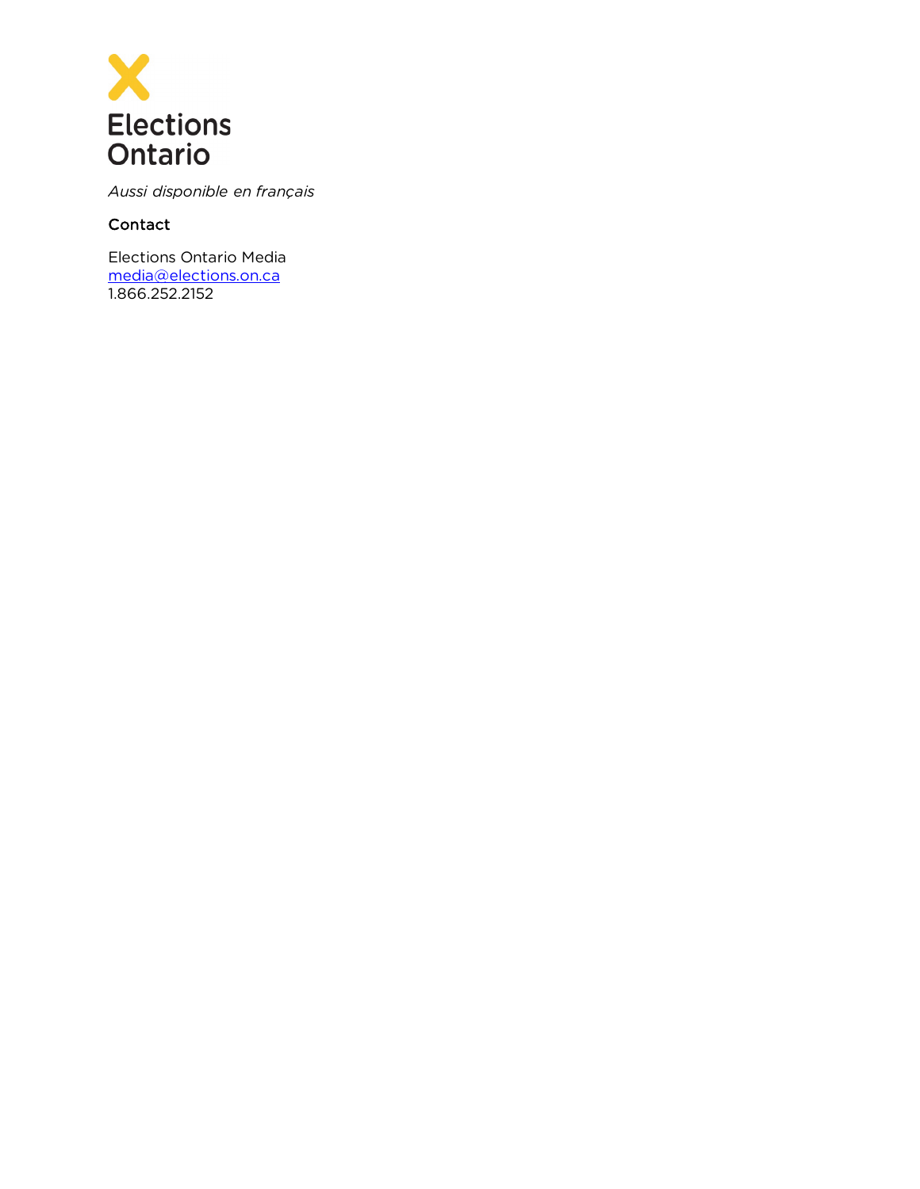Elections Ontario

*Aussi disponible en français*

Contact

Elections Ontario Media
media@elections.on.ca
1.866.252.2152